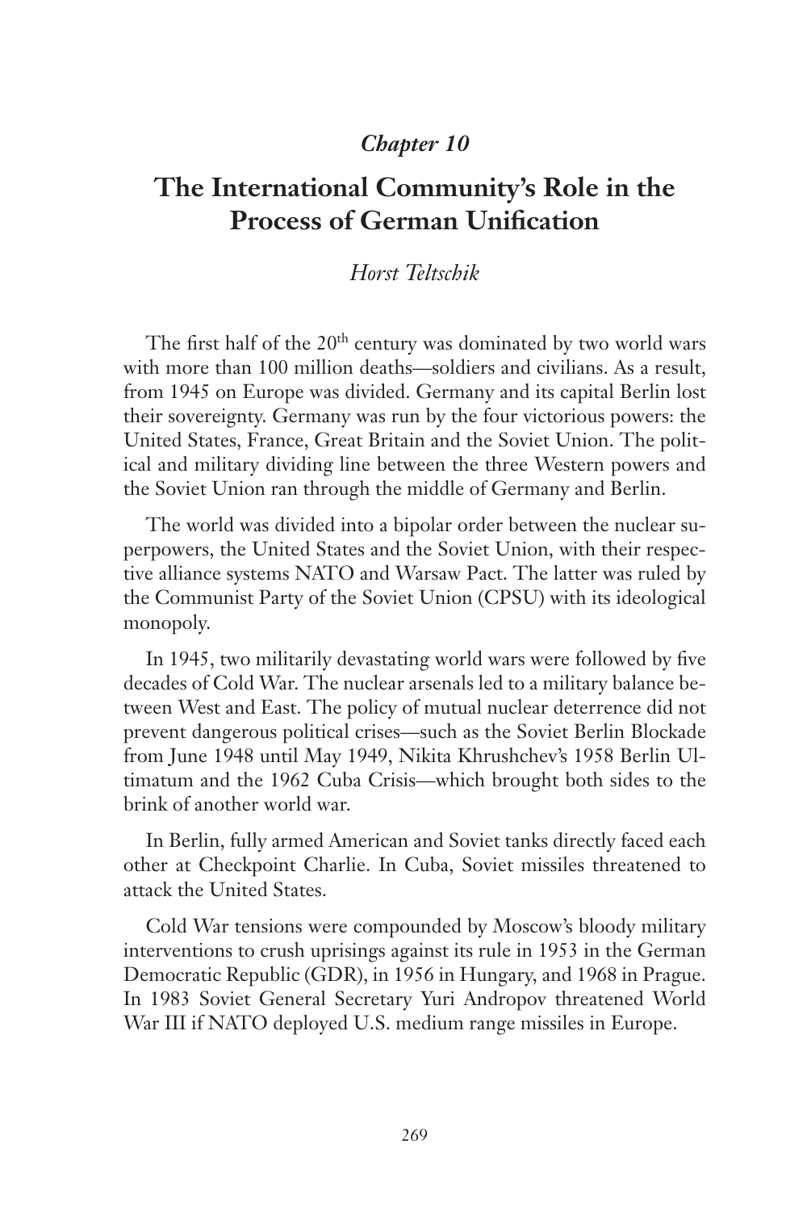*Chapter 10*

# The International Community's Role in the Process of German Unification

*Horst Teltschik*

The first half of the 20th century was dominated by two world wars with more than 100 million deaths—soldiers and civilians. As a result, from 1945 on Europe was divided. Germany and its capital Berlin lost their sovereignty. Germany was run by the four victorious powers: the United States, France, Great Britain and the Soviet Union. The political and military dividing line between the three Western powers and the Soviet Union ran through the middle of Germany and Berlin.

The world was divided into a bipolar order between the nuclear superpowers, the United States and the Soviet Union, with their respective alliance systems NATO and Warsaw Pact. The latter was ruled by the Communist Party of the Soviet Union (CPSU) with its ideological monopoly.

In 1945, two militarily devastating world wars were followed by five decades of Cold War. The nuclear arsenals led to a military balance between West and East. The policy of mutual nuclear deterrence did not prevent dangerous political crises—such as the Soviet Berlin Blockade from June 1948 until May 1949, Nikita Khrushchev's 1958 Berlin Ultimatum and the 1962 Cuba Crisis—which brought both sides to the brink of another world war.

In Berlin, fully armed American and Soviet tanks directly faced each other at Checkpoint Charlie. In Cuba, Soviet missiles threatened to attack the United States.

Cold War tensions were compounded by Moscow's bloody military interventions to crush uprisings against its rule in 1953 in the German Democratic Republic (GDR), in 1956 in Hungary, and 1968 in Prague. In 1983 Soviet General Secretary Yuri Andropov threatened World War III if NATO deployed U.S. medium range missiles in Europe.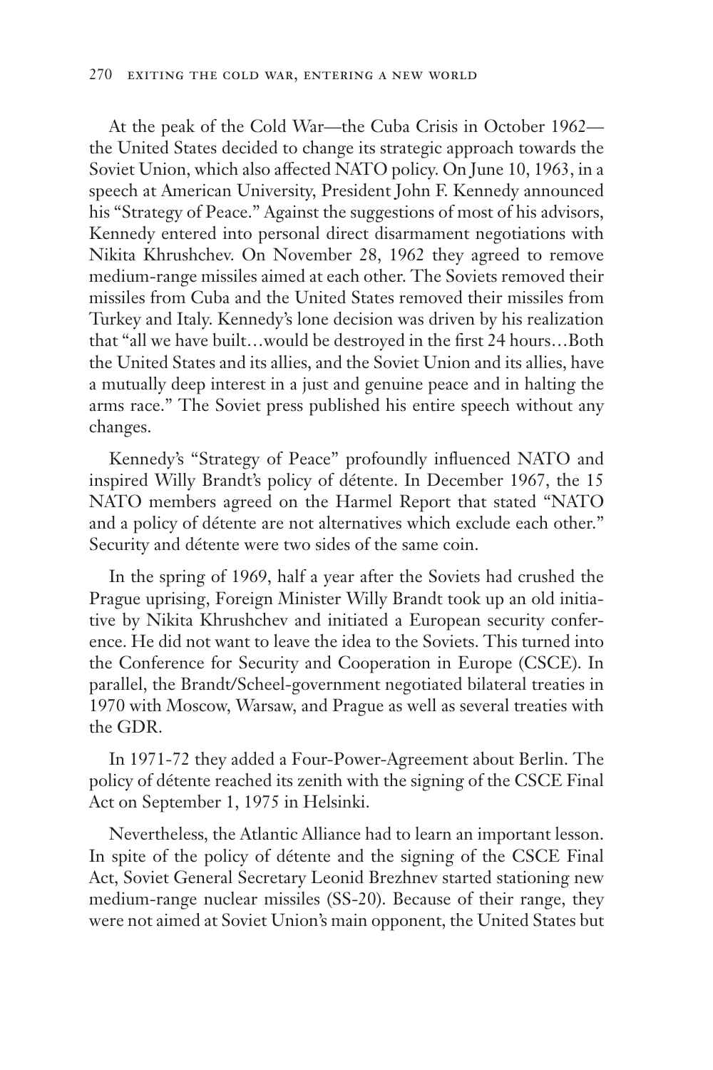At the peak of the Cold War—the Cuba Crisis in October 1962—the United States decided to change its strategic approach towards the Soviet Union, which also affected NATO policy. On June 10, 1963, in a speech at American University, President John F. Kennedy announced his "Strategy of Peace." Against the suggestions of most of his advisors, Kennedy entered into personal direct disarmament negotiations with Nikita Khrushchev. On November 28, 1962 they agreed to remove medium-range missiles aimed at each other. The Soviets removed their missiles from Cuba and the United States removed their missiles from Turkey and Italy. Kennedy's lone decision was driven by his realization that "all we have built…would be destroyed in the first 24 hours…Both the United States and its allies, and the Soviet Union and its allies, have a mutually deep interest in a just and genuine peace and in halting the arms race." The Soviet press published his entire speech without any changes.

Kennedy's "Strategy of Peace" profoundly influenced NATO and inspired Willy Brandt's policy of détente. In December 1967, the 15 NATO members agreed on the Harmel Report that stated "NATO and a policy of détente are not alternatives which exclude each other." Security and détente were two sides of the same coin.

In the spring of 1969, half a year after the Soviets had crushed the Prague uprising, Foreign Minister Willy Brandt took up an old initiative by Nikita Khrushchev and initiated a European security conference. He did not want to leave the idea to the Soviets. This turned into the Conference for Security and Cooperation in Europe (CSCE). In parallel, the Brandt/Scheel-government negotiated bilateral treaties in 1970 with Moscow, Warsaw, and Prague as well as several treaties with the GDR.

In 1971-72 they added a Four-Power-Agreement about Berlin. The policy of détente reached its zenith with the signing of the CSCE Final Act on September 1, 1975 in Helsinki.

Nevertheless, the Atlantic Alliance had to learn an important lesson. In spite of the policy of détente and the signing of the CSCE Final Act, Soviet General Secretary Leonid Brezhnev started stationing new medium-range nuclear missiles (SS-20). Because of their range, they were not aimed at Soviet Union's main opponent, the United States but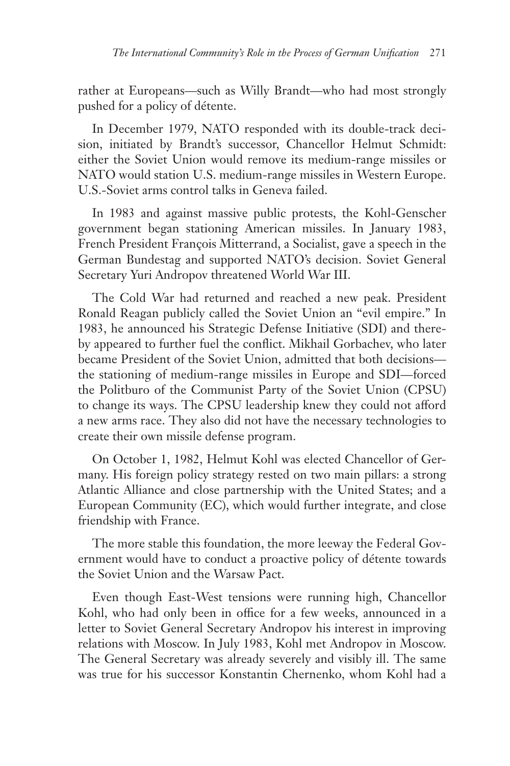rather at Europeans—such as Willy Brandt—who had most strongly pushed for a policy of détente.

In December 1979, NATO responded with its double-track decision, initiated by Brandt's successor, Chancellor Helmut Schmidt: either the Soviet Union would remove its medium-range missiles or NATO would station U.S. medium-range missiles in Western Europe. U.S.-Soviet arms control talks in Geneva failed.

In 1983 and against massive public protests, the Kohl-Genscher government began stationing American missiles. In January 1983, French President François Mitterrand, a Socialist, gave a speech in the German Bundestag and supported NATO's decision. Soviet General Secretary Yuri Andropov threatened World War III.

The Cold War had returned and reached a new peak. President Ronald Reagan publicly called the Soviet Union an "evil empire." In 1983, he announced his Strategic Defense Initiative (SDI) and thereby appeared to further fuel the conflict. Mikhail Gorbachev, who later became President of the Soviet Union, admitted that both decisions—the stationing of medium-range missiles in Europe and SDI—forced the Politburo of the Communist Party of the Soviet Union (CPSU) to change its ways. The CPSU leadership knew they could not afford a new arms race. They also did not have the necessary technologies to create their own missile defense program.

On October 1, 1982, Helmut Kohl was elected Chancellor of Germany. His foreign policy strategy rested on two main pillars: a strong Atlantic Alliance and close partnership with the United States; and a European Community (EC), which would further integrate, and close friendship with France.

The more stable this foundation, the more leeway the Federal Government would have to conduct a proactive policy of détente towards the Soviet Union and the Warsaw Pact.

Even though East-West tensions were running high, Chancellor Kohl, who had only been in office for a few weeks, announced in a letter to Soviet General Secretary Andropov his interest in improving relations with Moscow. In July 1983, Kohl met Andropov in Moscow. The General Secretary was already severely and visibly ill. The same was true for his successor Konstantin Chernenko, whom Kohl had a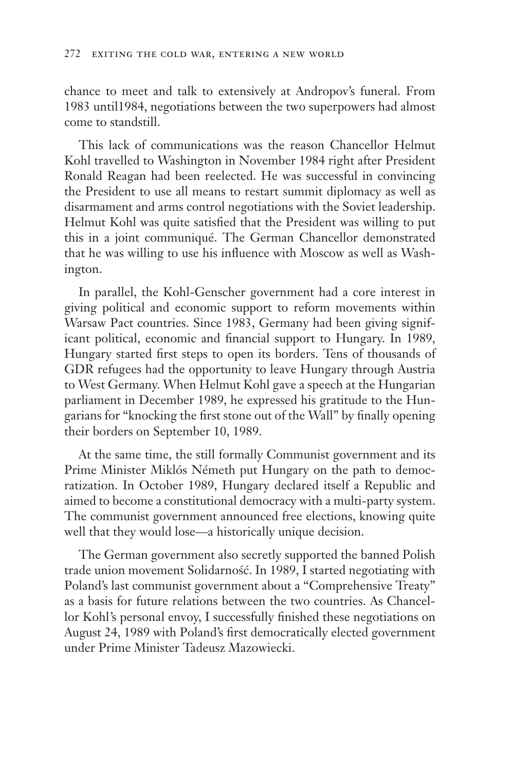chance to meet and talk to extensively at Andropov's funeral. From 1983 until1984, negotiations between the two superpowers had almost come to standstill.

This lack of communications was the reason Chancellor Helmut Kohl travelled to Washington in November 1984 right after President Ronald Reagan had been reelected. He was successful in convincing the President to use all means to restart summit diplomacy as well as disarmament and arms control negotiations with the Soviet leadership. Helmut Kohl was quite satisfied that the President was willing to put this in a joint communiqué. The German Chancellor demonstrated that he was willing to use his influence with Moscow as well as Washington.

In parallel, the Kohl-Genscher government had a core interest in giving political and economic support to reform movements within Warsaw Pact countries. Since 1983, Germany had been giving significant political, economic and financial support to Hungary. In 1989, Hungary started first steps to open its borders. Tens of thousands of GDR refugees had the opportunity to leave Hungary through Austria to West Germany. When Helmut Kohl gave a speech at the Hungarian parliament in December 1989, he expressed his gratitude to the Hungarians for "knocking the first stone out of the Wall" by finally opening their borders on September 10, 1989.

At the same time, the still formally Communist government and its Prime Minister Miklós Németh put Hungary on the path to democratization. In October 1989, Hungary declared itself a Republic and aimed to become a constitutional democracy with a multi-party system. The communist government announced free elections, knowing quite well that they would lose—a historically unique decision.

The German government also secretly supported the banned Polish trade union movement Solidarność. In 1989, I started negotiating with Poland's last communist government about a "Comprehensive Treaty" as a basis for future relations between the two countries. As Chancellor Kohl's personal envoy, I successfully finished these negotiations on August 24, 1989 with Poland's first democratically elected government under Prime Minister Tadeusz Mazowiecki.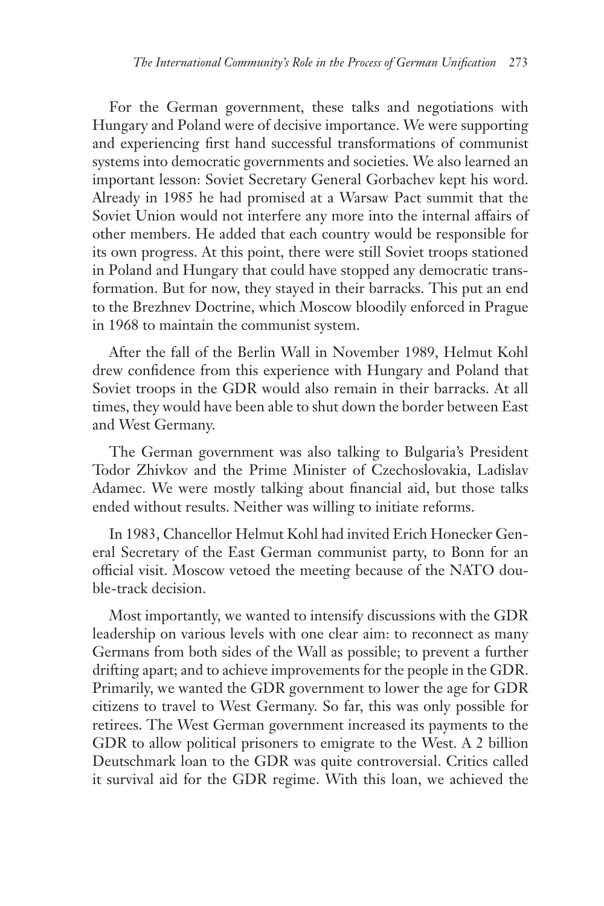For the German government, these talks and negotiations with Hungary and Poland were of decisive importance. We were supporting and experiencing first hand successful transformations of communist systems into democratic governments and societies. We also learned an important lesson: Soviet Secretary General Gorbachev kept his word. Already in 1985 he had promised at a Warsaw Pact summit that the Soviet Union would not interfere any more into the internal affairs of other members. He added that each country would be responsible for its own progress. At this point, there were still Soviet troops stationed in Poland and Hungary that could have stopped any democratic transformation. But for now, they stayed in their barracks. This put an end to the Brezhnev Doctrine, which Moscow bloodily enforced in Prague in 1968 to maintain the communist system.

After the fall of the Berlin Wall in November 1989, Helmut Kohl drew confidence from this experience with Hungary and Poland that Soviet troops in the GDR would also remain in their barracks. At all times, they would have been able to shut down the border between East and West Germany.

The German government was also talking to Bulgaria's President Todor Zhivkov and the Prime Minister of Czechoslovakia, Ladislav Adamec. We were mostly talking about financial aid, but those talks ended without results. Neither was willing to initiate reforms.

In 1983, Chancellor Helmut Kohl had invited Erich Honecker General Secretary of the East German communist party, to Bonn for an official visit. Moscow vetoed the meeting because of the NATO double-track decision.

Most importantly, we wanted to intensify discussions with the GDR leadership on various levels with one clear aim: to reconnect as many Germans from both sides of the Wall as possible; to prevent a further drifting apart; and to achieve improvements for the people in the GDR. Primarily, we wanted the GDR government to lower the age for GDR citizens to travel to West Germany. So far, this was only possible for retirees. The West German government increased its payments to the GDR to allow political prisoners to emigrate to the West. A 2 billion Deutschmark loan to the GDR was quite controversial. Critics called it survival aid for the GDR regime. With this loan, we achieved the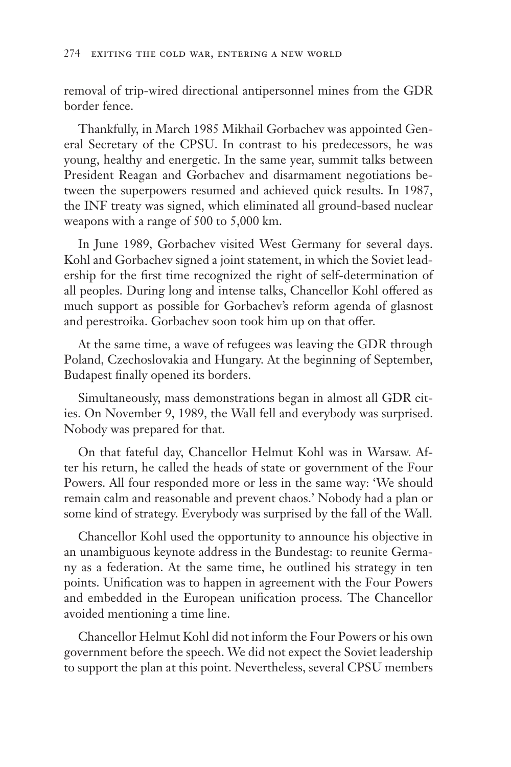removal of trip-wired directional antipersonnel mines from the GDR border fence.

Thankfully, in March 1985 Mikhail Gorbachev was appointed General Secretary of the CPSU. In contrast to his predecessors, he was young, healthy and energetic. In the same year, summit talks between President Reagan and Gorbachev and disarmament negotiations between the superpowers resumed and achieved quick results. In 1987, the INF treaty was signed, which eliminated all ground-based nuclear weapons with a range of 500 to 5,000 km.

In June 1989, Gorbachev visited West Germany for several days. Kohl and Gorbachev signed a joint statement, in which the Soviet leadership for the first time recognized the right of self-determination of all peoples. During long and intense talks, Chancellor Kohl offered as much support as possible for Gorbachev's reform agenda of glasnost and perestroika. Gorbachev soon took him up on that offer.

At the same time, a wave of refugees was leaving the GDR through Poland, Czechoslovakia and Hungary. At the beginning of September, Budapest finally opened its borders.

Simultaneously, mass demonstrations began in almost all GDR cities. On November 9, 1989, the Wall fell and everybody was surprised. Nobody was prepared for that.

On that fateful day, Chancellor Helmut Kohl was in Warsaw. After his return, he called the heads of state or government of the Four Powers. All four responded more or less in the same way: 'We should remain calm and reasonable and prevent chaos.' Nobody had a plan or some kind of strategy. Everybody was surprised by the fall of the Wall.

Chancellor Kohl used the opportunity to announce his objective in an unambiguous keynote address in the Bundestag: to reunite Germany as a federation. At the same time, he outlined his strategy in ten points. Unification was to happen in agreement with the Four Powers and embedded in the European unification process. The Chancellor avoided mentioning a time line.

Chancellor Helmut Kohl did not inform the Four Powers or his own government before the speech. We did not expect the Soviet leadership to support the plan at this point. Nevertheless, several CPSU members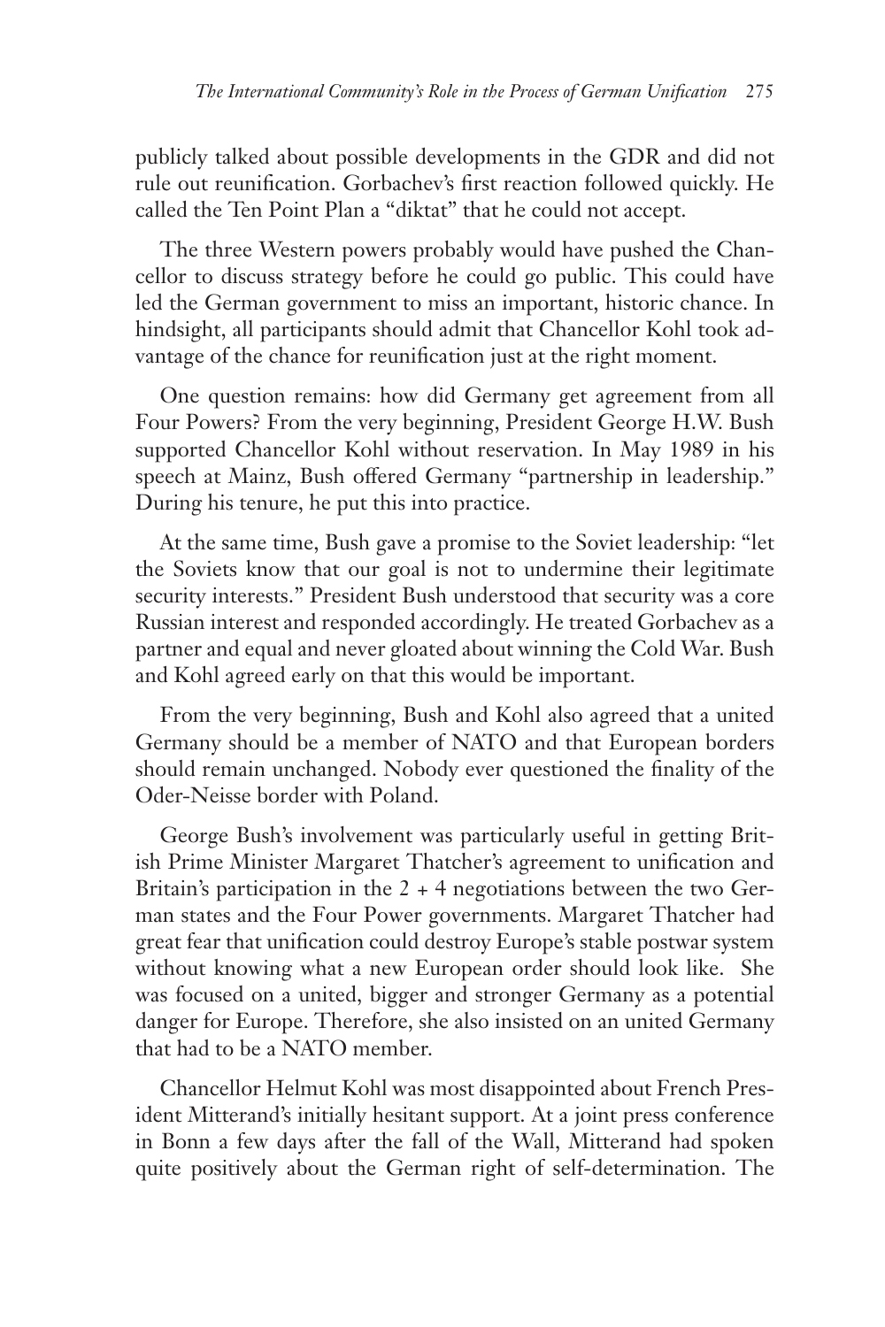publicly talked about possible developments in the GDR and did not rule out reunification. Gorbachev's first reaction followed quickly. He called the Ten Point Plan a "diktat" that he could not accept.

The three Western powers probably would have pushed the Chancellor to discuss strategy before he could go public. This could have led the German government to miss an important, historic chance. In hindsight, all participants should admit that Chancellor Kohl took advantage of the chance for reunification just at the right moment.

One question remains: how did Germany get agreement from all Four Powers? From the very beginning, President George H.W. Bush supported Chancellor Kohl without reservation. In May 1989 in his speech at Mainz, Bush offered Germany "partnership in leadership." During his tenure, he put this into practice.

At the same time, Bush gave a promise to the Soviet leadership: "let the Soviets know that our goal is not to undermine their legitimate security interests." President Bush understood that security was a core Russian interest and responded accordingly. He treated Gorbachev as a partner and equal and never gloated about winning the Cold War. Bush and Kohl agreed early on that this would be important.

From the very beginning, Bush and Kohl also agreed that a united Germany should be a member of NATO and that European borders should remain unchanged. Nobody ever questioned the finality of the Oder-Neisse border with Poland.

George Bush's involvement was particularly useful in getting British Prime Minister Margaret Thatcher's agreement to unification and Britain's participation in the 2 + 4 negotiations between the two German states and the Four Power governments. Margaret Thatcher had great fear that unification could destroy Europe's stable postwar system without knowing what a new European order should look like. She was focused on a united, bigger and stronger Germany as a potential danger for Europe. Therefore, she also insisted on an united Germany that had to be a NATO member.

Chancellor Helmut Kohl was most disappointed about French President Mitterand's initially hesitant support. At a joint press conference in Bonn a few days after the fall of the Wall, Mitterand had spoken quite positively about the German right of self-determination. The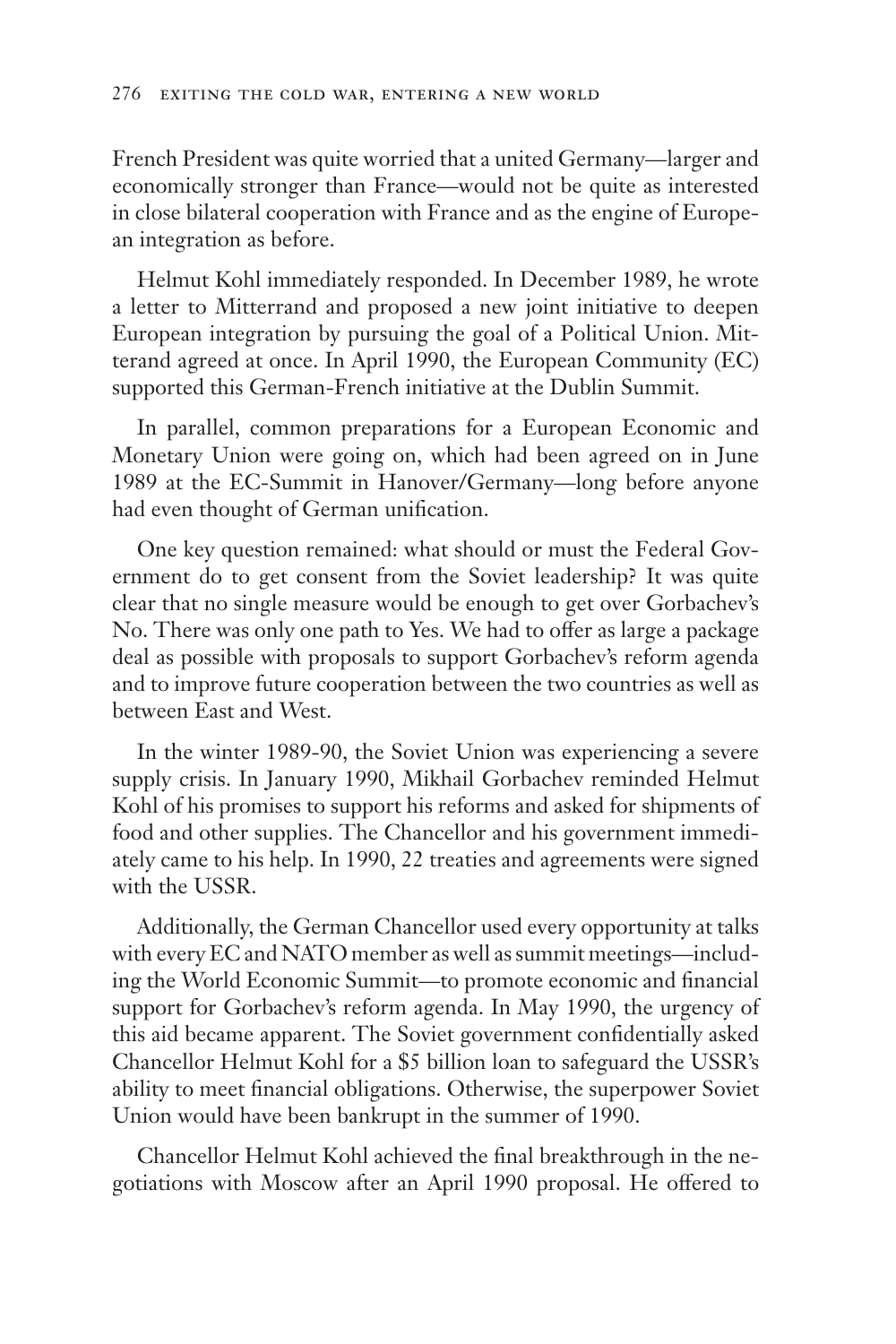French President was quite worried that a united Germany—larger and economically stronger than France—would not be quite as interested in close bilateral cooperation with France and as the engine of European integration as before.

Helmut Kohl immediately responded. In December 1989, he wrote a letter to Mitterrand and proposed a new joint initiative to deepen European integration by pursuing the goal of a Political Union. Mitterand agreed at once. In April 1990, the European Community (EC) supported this German-French initiative at the Dublin Summit.

In parallel, common preparations for a European Economic and Monetary Union were going on, which had been agreed on in June 1989 at the EC-Summit in Hanover/Germany—long before anyone had even thought of German unification.

One key question remained: what should or must the Federal Government do to get consent from the Soviet leadership? It was quite clear that no single measure would be enough to get over Gorbachev's No. There was only one path to Yes. We had to offer as large a package deal as possible with proposals to support Gorbachev's reform agenda and to improve future cooperation between the two countries as well as between East and West.

In the winter 1989-90, the Soviet Union was experiencing a severe supply crisis. In January 1990, Mikhail Gorbachev reminded Helmut Kohl of his promises to support his reforms and asked for shipments of food and other supplies. The Chancellor and his government immediately came to his help. In 1990, 22 treaties and agreements were signed with the USSR.

Additionally, the German Chancellor used every opportunity at talks with every EC and NATO member as well as summit meetings—including the World Economic Summit—to promote economic and financial support for Gorbachev's reform agenda. In May 1990, the urgency of this aid became apparent. The Soviet government confidentially asked Chancellor Helmut Kohl for a $5 billion loan to safeguard the USSR's ability to meet financial obligations. Otherwise, the superpower Soviet Union would have been bankrupt in the summer of 1990.

Chancellor Helmut Kohl achieved the final breakthrough in the negotiations with Moscow after an April 1990 proposal. He offered to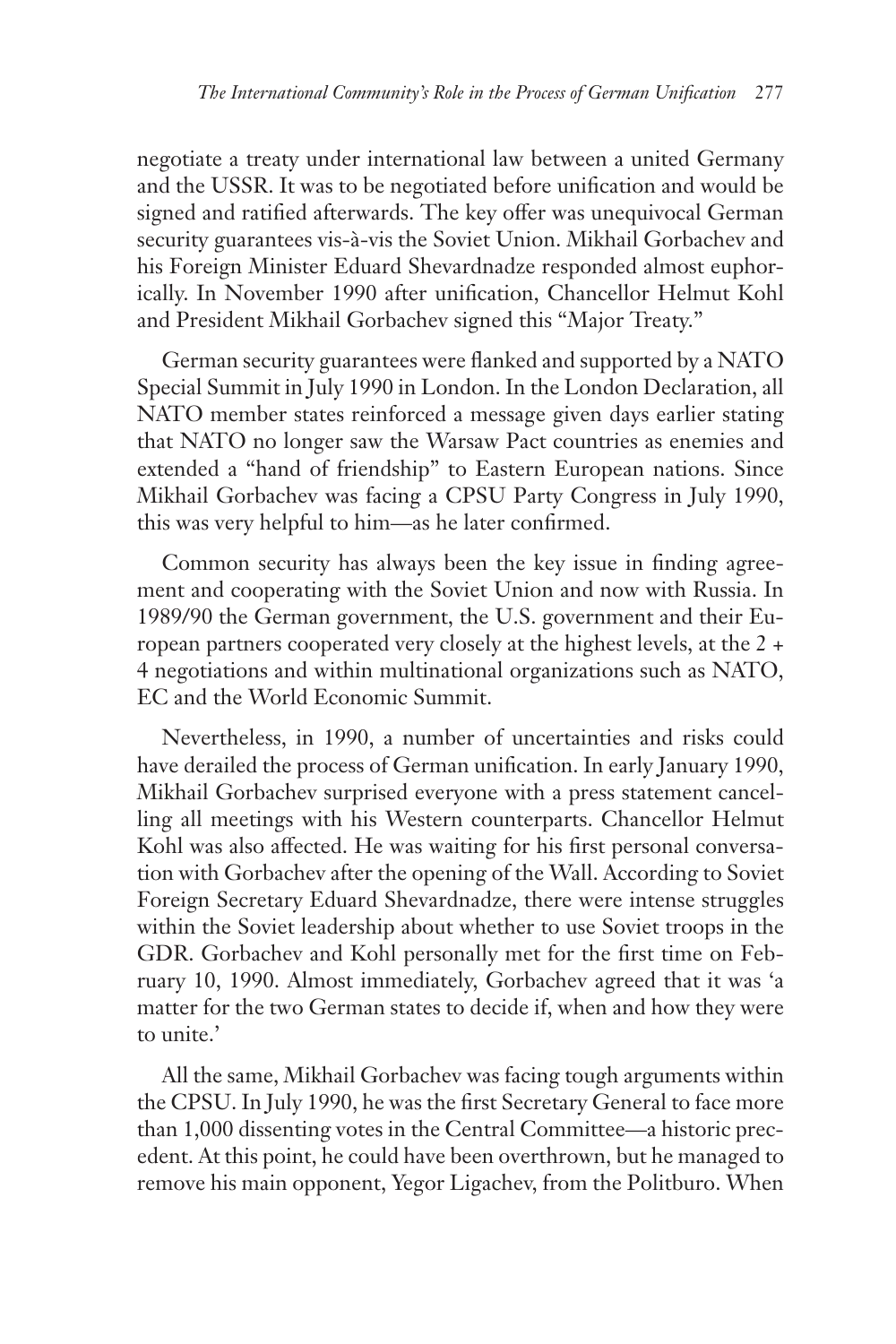negotiate a treaty under international law between a united Germany and the USSR. It was to be negotiated before unification and would be signed and ratified afterwards. The key offer was unequivocal German security guarantees vis-à-vis the Soviet Union. Mikhail Gorbachev and his Foreign Minister Eduard Shevardnadze responded almost euphorically. In November 1990 after unification, Chancellor Helmut Kohl and President Mikhail Gorbachev signed this "Major Treaty."

German security guarantees were flanked and supported by a NATO Special Summit in July 1990 in London. In the London Declaration, all NATO member states reinforced a message given days earlier stating that NATO no longer saw the Warsaw Pact countries as enemies and extended a "hand of friendship" to Eastern European nations. Since Mikhail Gorbachev was facing a CPSU Party Congress in July 1990, this was very helpful to him—as he later confirmed.

Common security has always been the key issue in finding agreement and cooperating with the Soviet Union and now with Russia. In 1989/90 the German government, the U.S. government and their European partners cooperated very closely at the highest levels, at the 2 + 4 negotiations and within multinational organizations such as NATO, EC and the World Economic Summit.

Nevertheless, in 1990, a number of uncertainties and risks could have derailed the process of German unification. In early January 1990, Mikhail Gorbachev surprised everyone with a press statement cancelling all meetings with his Western counterparts. Chancellor Helmut Kohl was also affected. He was waiting for his first personal conversation with Gorbachev after the opening of the Wall. According to Soviet Foreign Secretary Eduard Shevardnadze, there were intense struggles within the Soviet leadership about whether to use Soviet troops in the GDR. Gorbachev and Kohl personally met for the first time on February 10, 1990. Almost immediately, Gorbachev agreed that it was 'a matter for the two German states to decide if, when and how they were to unite.'

All the same, Mikhail Gorbachev was facing tough arguments within the CPSU. In July 1990, he was the first Secretary General to face more than 1,000 dissenting votes in the Central Committee—a historic precedent. At this point, he could have been overthrown, but he managed to remove his main opponent, Yegor Ligachev, from the Politburo. When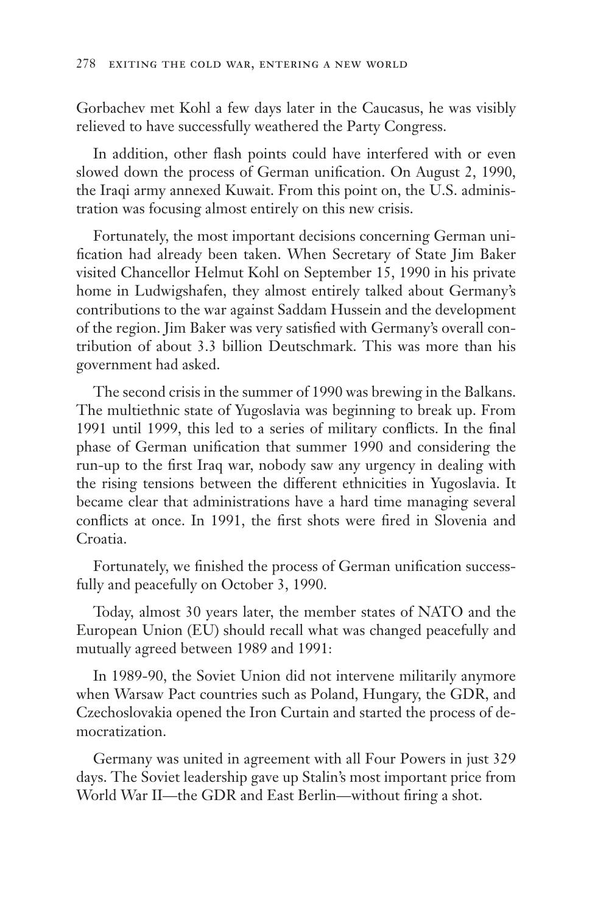Gorbachev met Kohl a few days later in the Caucasus, he was visibly relieved to have successfully weathered the Party Congress.

In addition, other flash points could have interfered with or even slowed down the process of German unification. On August 2, 1990, the Iraqi army annexed Kuwait. From this point on, the U.S. administration was focusing almost entirely on this new crisis.

Fortunately, the most important decisions concerning German unification had already been taken. When Secretary of State Jim Baker visited Chancellor Helmut Kohl on September 15, 1990 in his private home in Ludwigshafen, they almost entirely talked about Germany's contributions to the war against Saddam Hussein and the development of the region. Jim Baker was very satisfied with Germany's overall contribution of about 3.3 billion Deutschmark. This was more than his government had asked.

The second crisis in the summer of 1990 was brewing in the Balkans. The multiethnic state of Yugoslavia was beginning to break up. From 1991 until 1999, this led to a series of military conflicts. In the final phase of German unification that summer 1990 and considering the run-up to the first Iraq war, nobody saw any urgency in dealing with the rising tensions between the different ethnicities in Yugoslavia. It became clear that administrations have a hard time managing several conflicts at once. In 1991, the first shots were fired in Slovenia and Croatia.

Fortunately, we finished the process of German unification successfully and peacefully on October 3, 1990.

Today, almost 30 years later, the member states of NATO and the European Union (EU) should recall what was changed peacefully and mutually agreed between 1989 and 1991:

In 1989-90, the Soviet Union did not intervene militarily anymore when Warsaw Pact countries such as Poland, Hungary, the GDR, and Czechoslovakia opened the Iron Curtain and started the process of democratization.

Germany was united in agreement with all Four Powers in just 329 days. The Soviet leadership gave up Stalin's most important price from World War II—the GDR and East Berlin—without firing a shot.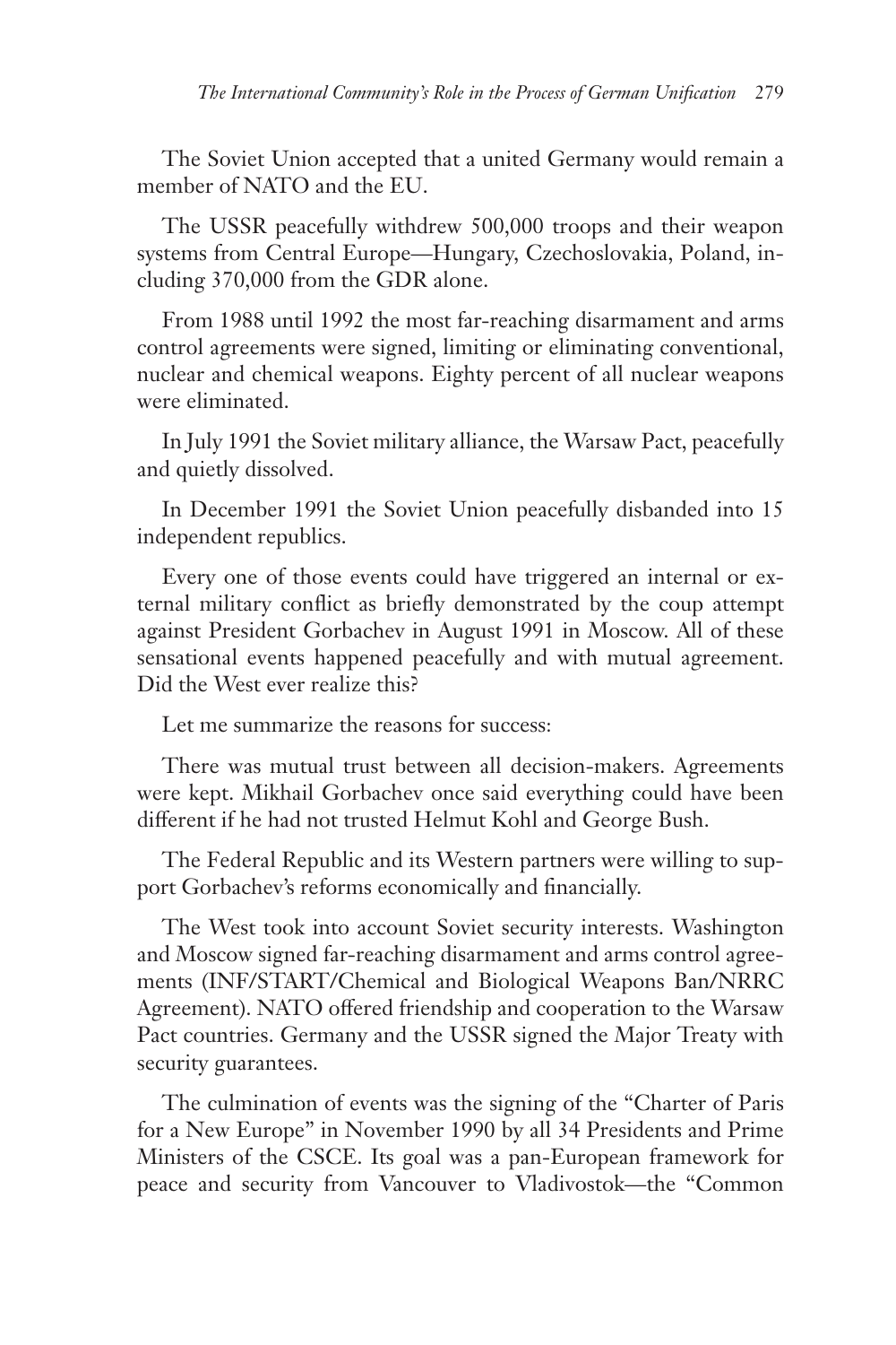The Soviet Union accepted that a united Germany would remain a member of NATO and the EU.

The USSR peacefully withdrew 500,000 troops and their weapon systems from Central Europe—Hungary, Czechoslovakia, Poland, including 370,000 from the GDR alone.

From 1988 until 1992 the most far-reaching disarmament and arms control agreements were signed, limiting or eliminating conventional, nuclear and chemical weapons. Eighty percent of all nuclear weapons were eliminated.

In July 1991 the Soviet military alliance, the Warsaw Pact, peacefully and quietly dissolved.

In December 1991 the Soviet Union peacefully disbanded into 15 independent republics.

Every one of those events could have triggered an internal or external military conflict as briefly demonstrated by the coup attempt against President Gorbachev in August 1991 in Moscow. All of these sensational events happened peacefully and with mutual agreement. Did the West ever realize this?

Let me summarize the reasons for success:

There was mutual trust between all decision-makers. Agreements were kept. Mikhail Gorbachev once said everything could have been different if he had not trusted Helmut Kohl and George Bush.

The Federal Republic and its Western partners were willing to support Gorbachev's reforms economically and financially.

The West took into account Soviet security interests. Washington and Moscow signed far-reaching disarmament and arms control agreements (INF/START/Chemical and Biological Weapons Ban/NRRC Agreement). NATO offered friendship and cooperation to the Warsaw Pact countries. Germany and the USSR signed the Major Treaty with security guarantees.

The culmination of events was the signing of the "Charter of Paris for a New Europe" in November 1990 by all 34 Presidents and Prime Ministers of the CSCE. Its goal was a pan-European framework for peace and security from Vancouver to Vladivostok—the "Common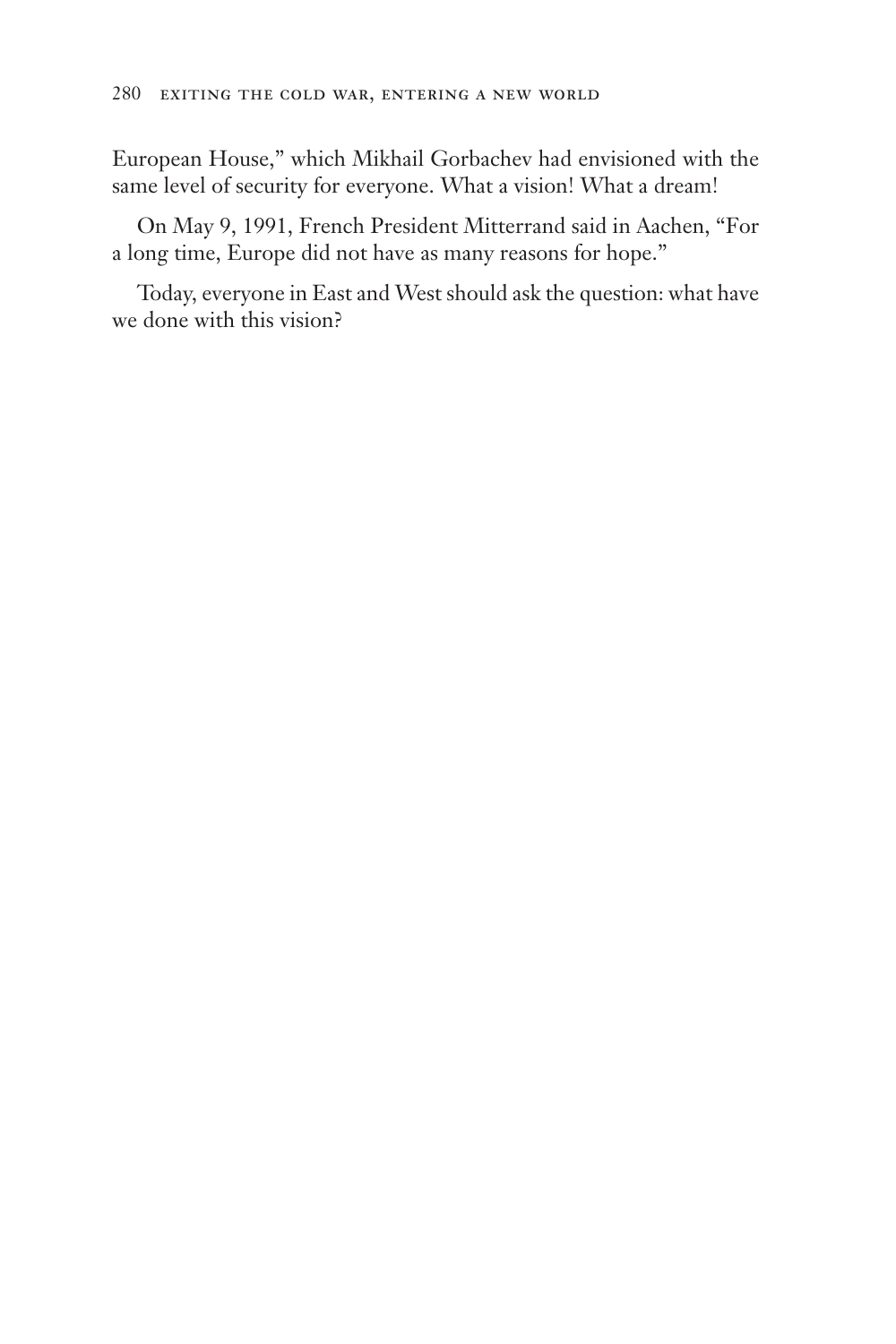European House," which Mikhail Gorbachev had envisioned with the same level of security for everyone. What a vision! What a dream!

On May 9, 1991, French President Mitterrand said in Aachen, "For a long time, Europe did not have as many reasons for hope."

Today, everyone in East and West should ask the question: what have we done with this vision?